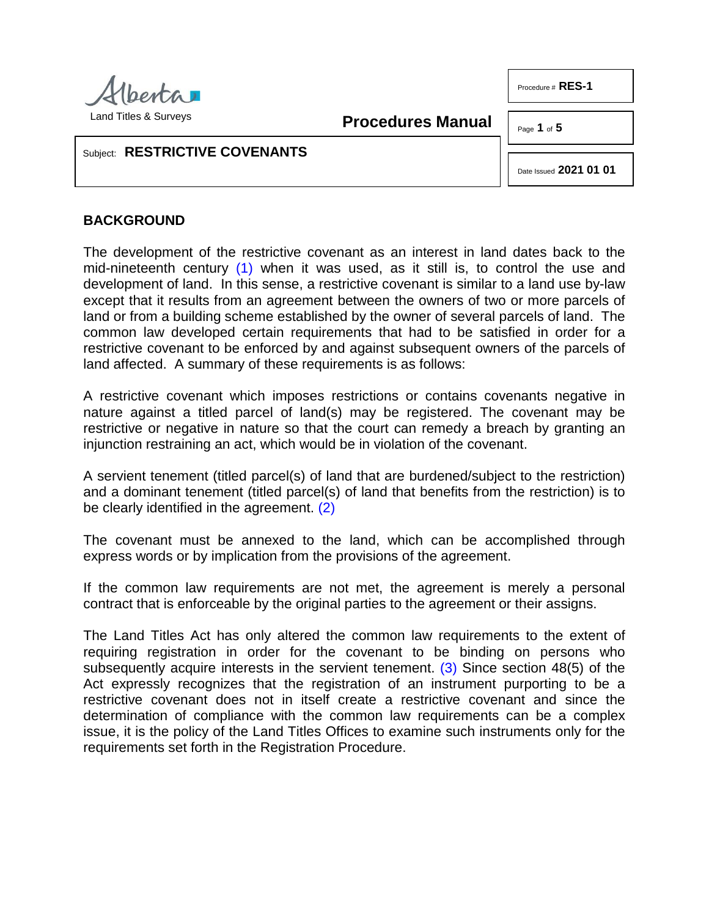Alberta
Land Titles & Surveys

**Procedures Manual**

Procedure # **RES-1**

Date Issued **2021 01 01**

Subject: **RESTRICTIVE COVENANTS**

## BACKGROUND

The development of the restrictive covenant as an interest in land dates back to the mid-nineteenth century (1) when it was used, as it still is, to control the use and development of land. In this sense, a restrictive covenant is similar to a land use by-law except that it results from an agreement between the owners of two or more parcels of land or from a building scheme established by the owner of several parcels of land. The common law developed certain requirements that had to be satisfied in order for a restrictive covenant to be enforced by and against subsequent owners of the parcels of land affected. A summary of these requirements is as follows:

A restrictive covenant which imposes restrictions or contains covenants negative in nature against a titled parcel of land(s) may be registered. The covenant may be restrictive or negative in nature so that the court can remedy a breach by granting an injunction restraining an act, which would be in violation of the covenant.

A servient tenement (titled parcel(s) of land that are burdened/subject to the restriction) and a dominant tenement (titled parcel(s) of land that benefits from the restriction) is to be clearly identified in the agreement. (2)

The covenant must be annexed to the land, which can be accomplished through express words or by implication from the provisions of the agreement.

If the common law requirements are not met, the agreement is merely a personal contract that is enforceable by the original parties to the agreement or their assigns.

The Land Titles Act has only altered the common law requirements to the extent of requiring registration in order for the covenant to be binding on persons who subsequently acquire interests in the servient tenement. (3) Since section 48(5) of the Act expressly recognizes that the registration of an instrument purporting to be a restrictive covenant does not in itself create a restrictive covenant and since the determination of compliance with the common law requirements can be a complex issue, it is the policy of the Land Titles Offices to examine such instruments only for the requirements set forth in the Registration Procedure.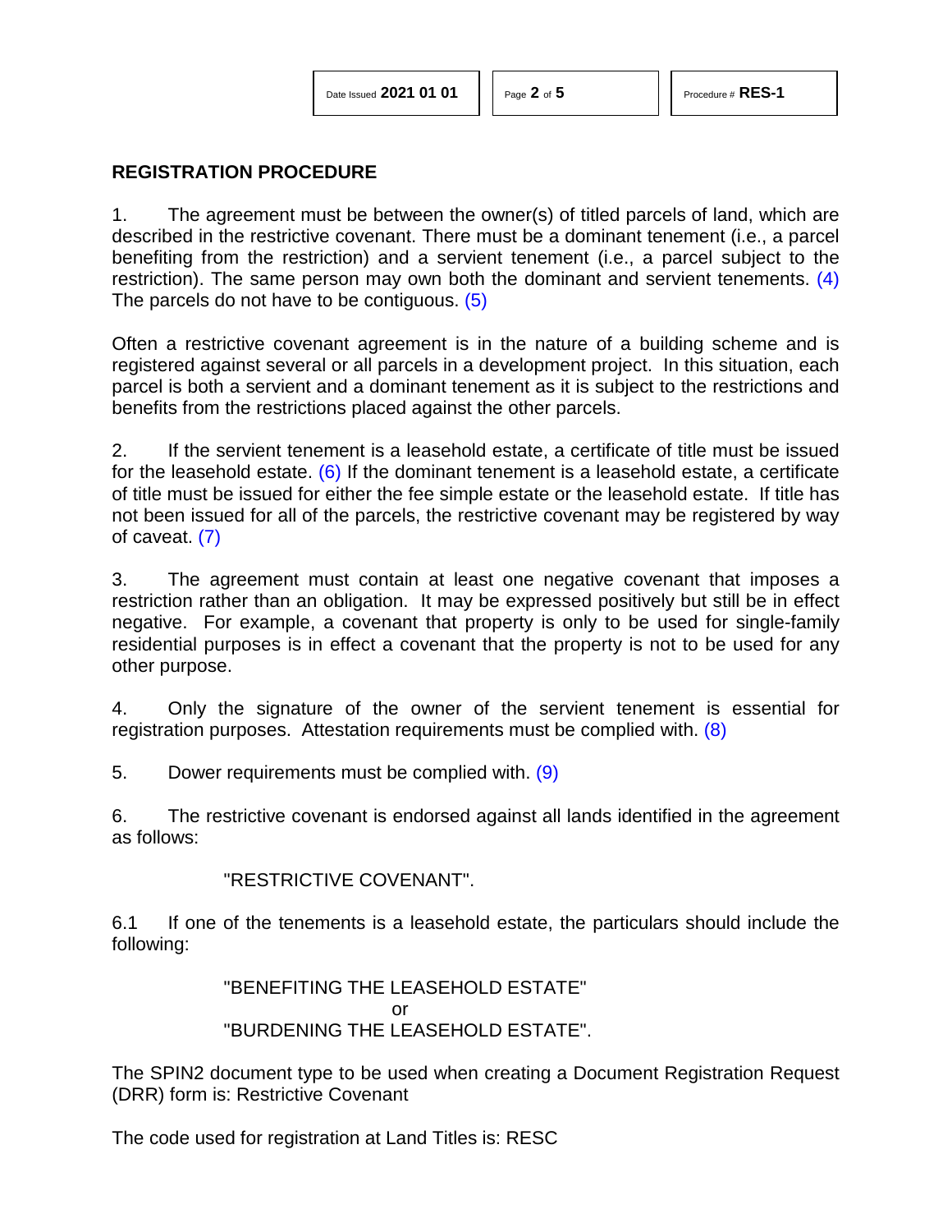## REGISTRATION PROCEDURE

1. The agreement must be between the owner(s) of titled parcels of land, which are described in the restrictive covenant. There must be a dominant tenement (i.e., a parcel benefiting from the restriction) and a servient tenement (i.e., a parcel subject to the restriction). The same person may own both the dominant and servient tenements. (4) The parcels do not have to be contiguous. (5)

Often a restrictive covenant agreement is in the nature of a building scheme and is registered against several or all parcels in a development project. In this situation, each parcel is both a servient and a dominant tenement as it is subject to the restrictions and benefits from the restrictions placed against the other parcels.

2. If the servient tenement is a leasehold estate, a certificate of title must be issued for the leasehold estate. (6) If the dominant tenement is a leasehold estate, a certificate of title must be issued for either the fee simple estate or the leasehold estate. If title has not been issued for all of the parcels, the restrictive covenant may be registered by way of caveat. (7)

3. The agreement must contain at least one negative covenant that imposes a restriction rather than an obligation. It may be expressed positively but still be in effect negative. For example, a covenant that property is only to be used for single-family residential purposes is in effect a covenant that the property is not to be used for any other purpose.

4. Only the signature of the owner of the servient tenement is essential for registration purposes. Attestation requirements must be complied with. (8)

5. Dower requirements must be complied with. (9)

6. The restrictive covenant is endorsed against all lands identified in the agreement as follows:

"RESTRICTIVE COVENANT".

6.1 If one of the tenements is a leasehold estate, the particulars should include the following:

"BENEFITING THE LEASEHOLD ESTATE"
or
"BURDENING THE LEASEHOLD ESTATE".

The SPIN2 document type to be used when creating a Document Registration Request (DRR) form is: Restrictive Covenant

The code used for registration at Land Titles is: RESC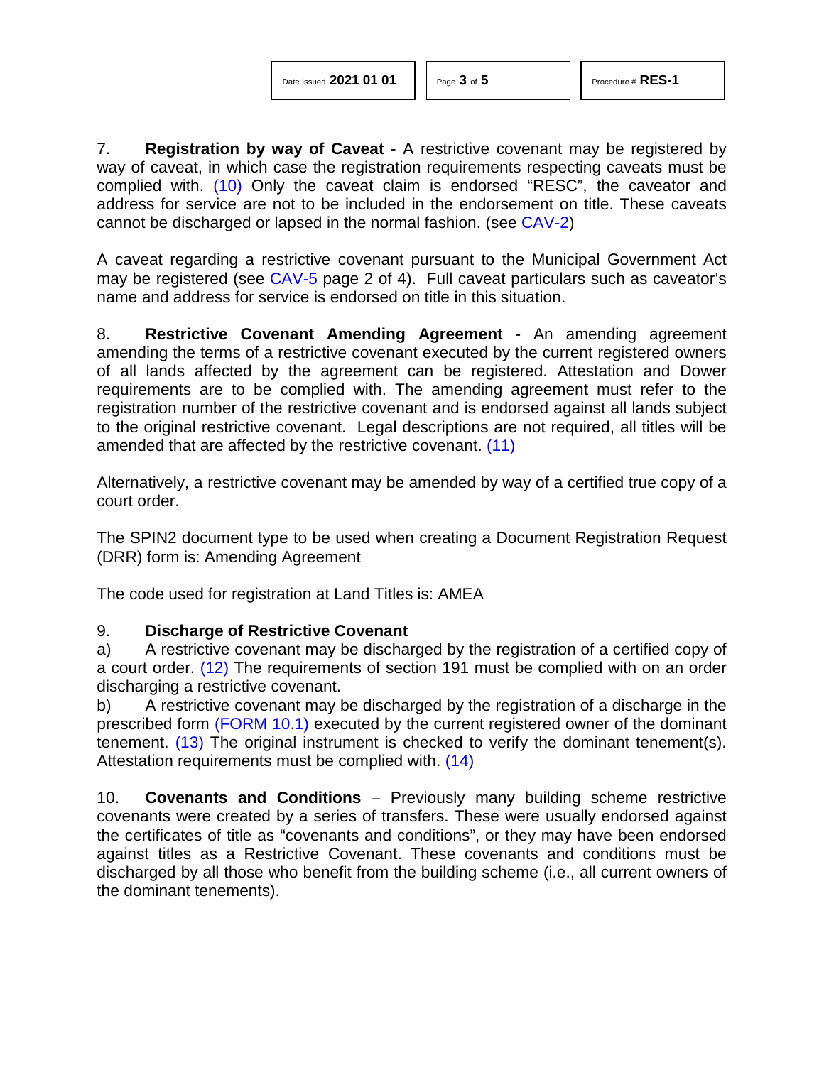7. **Registration by way of Caveat** - A restrictive covenant may be registered by way of caveat, in which case the registration requirements respecting caveats must be complied with. (10) Only the caveat claim is endorsed "RESC", the caveator and address for service are not to be included in the endorsement on title. These caveats cannot be discharged or lapsed in the normal fashion. (see CAV-2)

A caveat regarding a restrictive covenant pursuant to the Municipal Government Act may be registered (see CAV-5 page 2 of 4). Full caveat particulars such as caveator's name and address for service is endorsed on title in this situation.

8. **Restrictive Covenant Amending Agreement** - An amending agreement amending the terms of a restrictive covenant executed by the current registered owners of all lands affected by the agreement can be registered. Attestation and Dower requirements are to be complied with. The amending agreement must refer to the registration number of the restrictive covenant and is endorsed against all lands subject to the original restrictive covenant. Legal descriptions are not required, all titles will be amended that are affected by the restrictive covenant. (11)

Alternatively, a restrictive covenant may be amended by way of a certified true copy of a court order.

The SPIN2 document type to be used when creating a Document Registration Request (DRR) form is: Amending Agreement

The code used for registration at Land Titles is: AMEA

9. **Discharge of Restrictive Covenant**

a) A restrictive covenant may be discharged by the registration of a certified copy of a court order. (12) The requirements of section 191 must be complied with on an order discharging a restrictive covenant.

b) A restrictive covenant may be discharged by the registration of a discharge in the prescribed form (FORM 10.1) executed by the current registered owner of the dominant tenement. (13) The original instrument is checked to verify the dominant tenement(s). Attestation requirements must be complied with. (14)

10. **Covenants and Conditions** – Previously many building scheme restrictive covenants were created by a series of transfers. These were usually endorsed against the certificates of title as "covenants and conditions", or they may have been endorsed against titles as a Restrictive Covenant. These covenants and conditions must be discharged by all those who benefit from the building scheme (i.e., all current owners of the dominant tenements).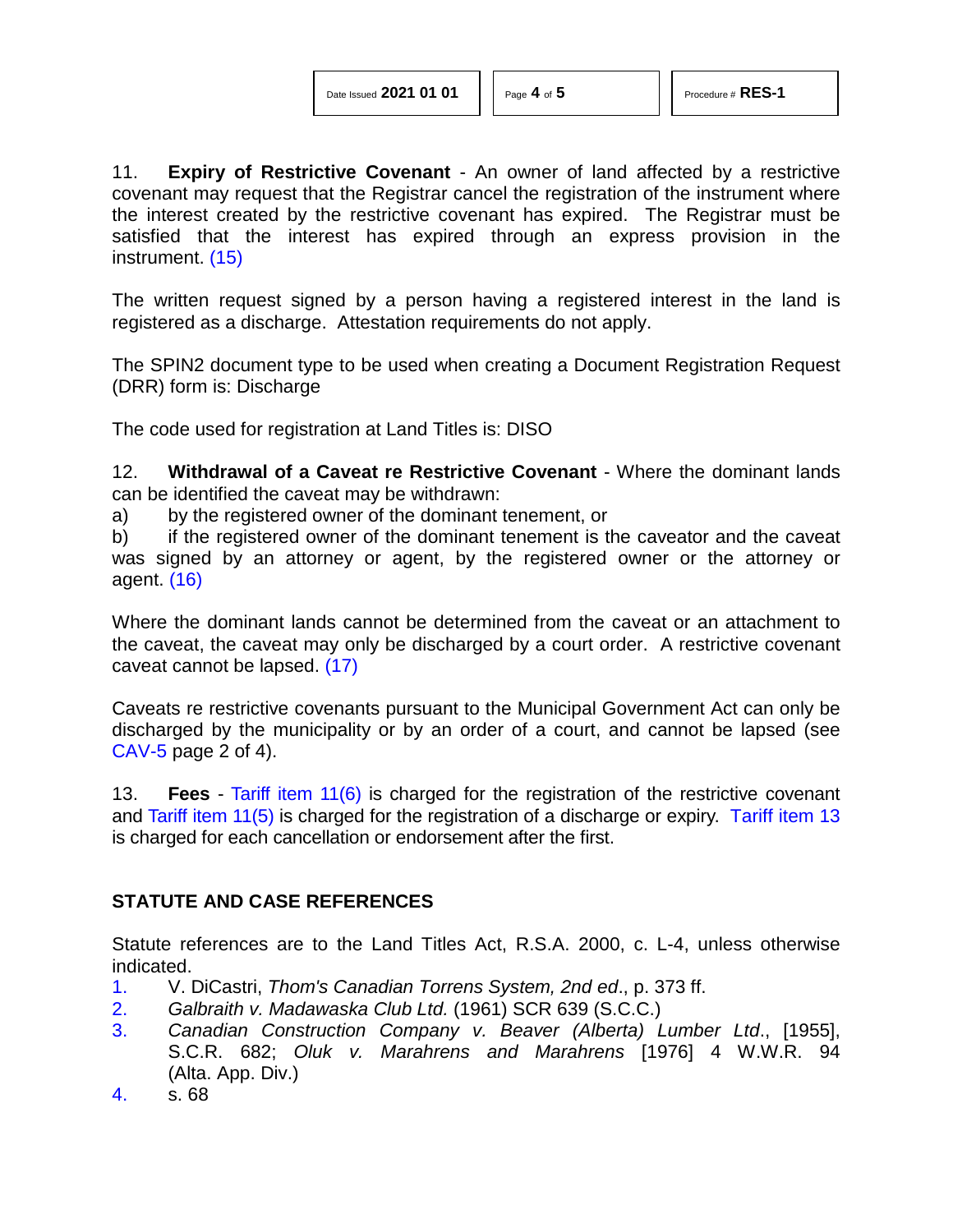11. **Expiry of Restrictive Covenant** - An owner of land affected by a restrictive covenant may request that the Registrar cancel the registration of the instrument where the interest created by the restrictive covenant has expired. The Registrar must be satisfied that the interest has expired through an express provision in the instrument. (15)

The written request signed by a person having a registered interest in the land is registered as a discharge. Attestation requirements do not apply.

The SPIN2 document type to be used when creating a Document Registration Request (DRR) form is: Discharge

The code used for registration at Land Titles is: DISO

12. **Withdrawal of a Caveat re Restrictive Covenant** - Where the dominant lands can be identified the caveat may be withdrawn:

a) by the registered owner of the dominant tenement, or

b) if the registered owner of the dominant tenement is the caveator and the caveat was signed by an attorney or agent, by the registered owner or the attorney or agent. (16)

Where the dominant lands cannot be determined from the caveat or an attachment to the caveat, the caveat may only be discharged by a court order. A restrictive covenant caveat cannot be lapsed. (17)

Caveats re restrictive covenants pursuant to the Municipal Government Act can only be discharged by the municipality or by an order of a court, and cannot be lapsed (see CAV-5 page 2 of 4).

13. **Fees** - Tariff item 11(6) is charged for the registration of the restrictive covenant and Tariff item 11(5) is charged for the registration of a discharge or expiry. Tariff item 13 is charged for each cancellation or endorsement after the first.

## STATUTE AND CASE REFERENCES

Statute references are to the Land Titles Act, R.S.A. 2000, c. L-4, unless otherwise indicated.

1. V. DiCastri, *Thom's Canadian Torrens System, 2nd ed*., p. 373 ff.
2. *Galbraith v. Madawaska Club Ltd.* (1961) SCR 639 (S.C.C.)
3. *Canadian Construction Company v. Beaver (Alberta) Lumber Ltd*., [1955], S.C.R. 682; *Oluk v. Marahrens and Marahrens* [1976] 4 W.W.R. 94 (Alta. App. Div.)
4. s. 68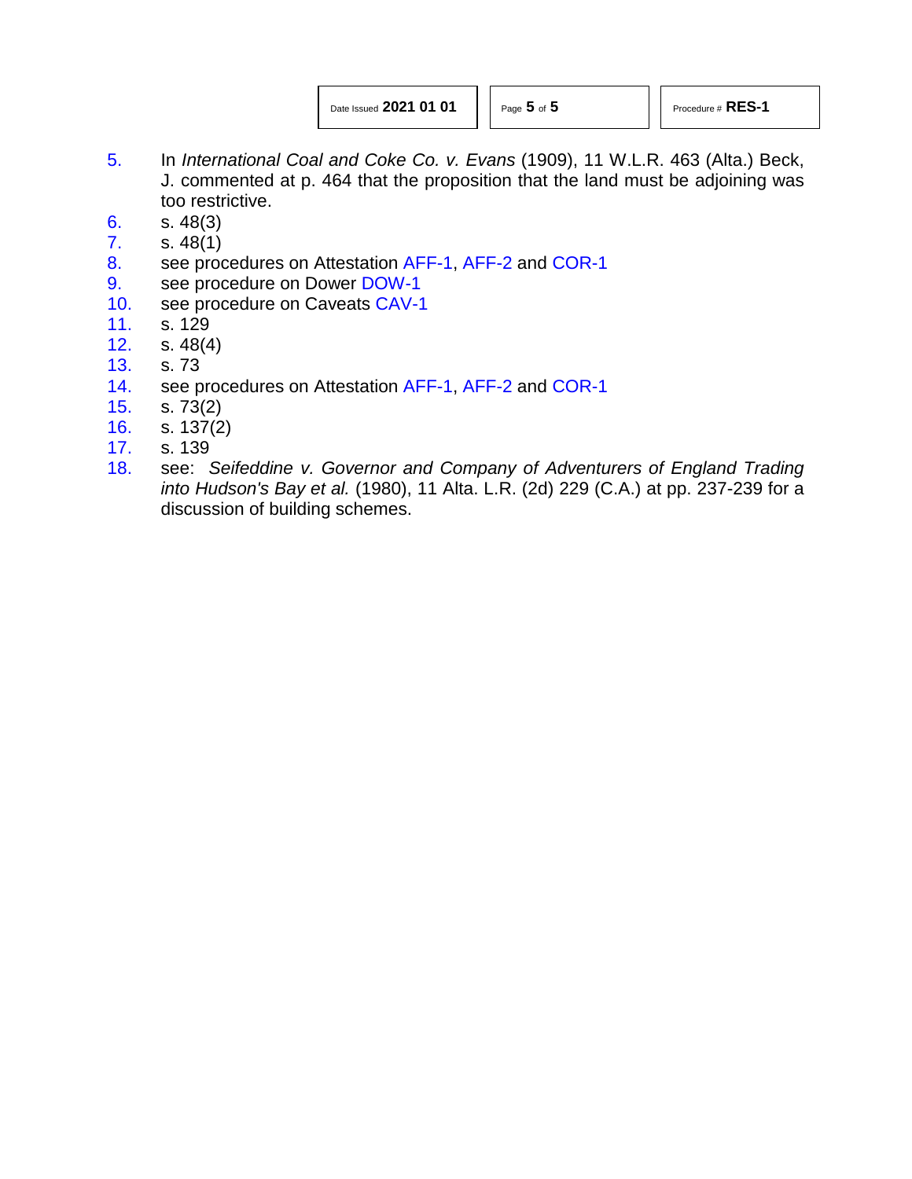5. In *International Coal and Coke Co. v. Evans* (1909), 11 W.L.R. 463 (Alta.) Beck, J. commented at p. 464 that the proposition that the land must be adjoining was too restrictive.
6. s. 48(3)
7. s. 48(1)
8. see procedures on Attestation AFF-1, AFF-2 and COR-1
9. see procedure on Dower DOW-1
10. see procedure on Caveats CAV-1
11. s. 129
12. s. 48(4)
13. s. 73
14. see procedures on Attestation AFF-1, AFF-2 and COR-1
15. s. 73(2)
16. s. 137(2)
17. s. 139
18. see: *Seifeddine v. Governor and Company of Adventurers of England Trading into Hudson's Bay et al.* (1980), 11 Alta. L.R. (2d) 229 (C.A.) at pp. 237-239 for a discussion of building schemes.